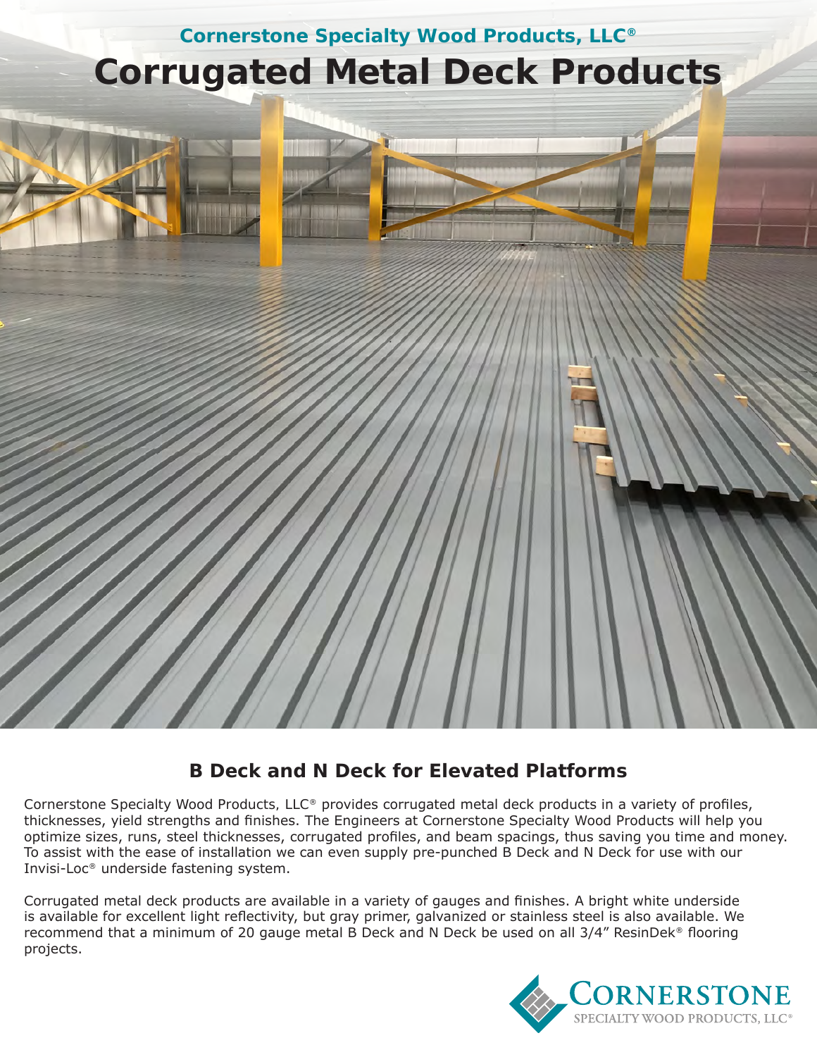## Cornerstone Specialty Wood Products, LLC®

# Corrugated Metal Deck Products

## B Deck and N Deck for Elevated Platforms

Cornerstone Specialty Wood Products, LLC® provides corrugated metal deck products in a variety of profiles, thicknesses, yield strengths and finishes. The Engineers at Cornerstone Specialty Wood Products will help you optimize sizes, runs, steel thicknesses, corrugated profiles, and beam spacings, thus saving you time and money. To assist with the ease of installation we can even supply pre-punched B Deck and N Deck for use with our Invisi-Loc® underside fastening system.

Corrugated metal deck products are available in a variety of gauges and finishes. A bright white underside is available for excellent light reflectivity, but gray primer, galvanized or stainless steel is also available. We recommend that a minimum of 20 gauge metal B Deck and N Deck be used on all 3/4" ResinDek® flooring projects.

CORNERSTONE
SPECIALTY WOOD PRODUCTS, LLC®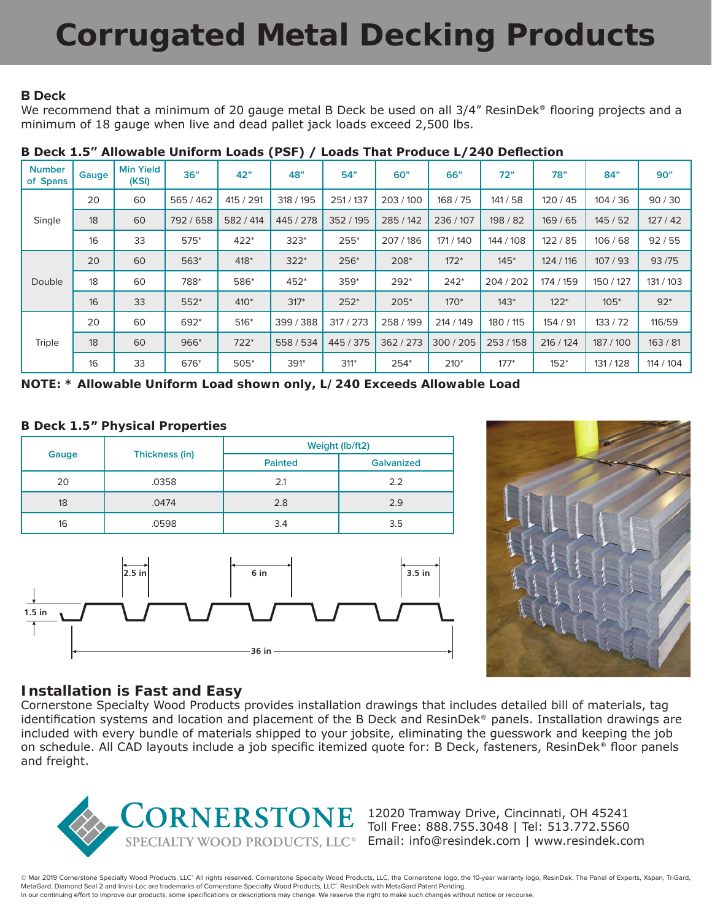# Corrugated Metal Decking Products

### B Deck

We recommend that a minimum of 20 gauge metal B Deck be used on all 3/4" ResinDek® flooring projects and a minimum of 18 gauge when live and dead pallet jack loads exceed 2,500 lbs.

**B Deck 1.5" Allowable Uniform Loads (PSF) / Loads That Produce L/240 Deflection**

| Number of Spans | Gauge | Min Yield (KSI) | 36" | 42" | 48" | 54" | 60" | 66" | 72" | 78" | 84" | 90" |
|---|---|---|---|---|---|---|---|---|---|---|---|---|
| Single | 20 | 60 | 565 / 462 | 415 / 291 | 318 / 195 | 251 / 137 | 203 / 100 | 168 / 75 | 141 / 58 | 120 / 45 | 104 / 36 | 90 / 30 |
| | 18 | 60 | 792 / 658 | 582 / 414 | 445 / 278 | 352 / 195 | 285 / 142 | 236 / 107 | 198 / 82 | 169 / 65 | 145 / 52 | 127 / 42 |
| | 16 | 33 | 575* | 422* | 323* | 255* | 207 / 186 | 171 / 140 | 144 / 108 | 122 / 85 | 106 / 68 | 92 / 55 |
| Double | 20 | 60 | 563* | 418* | 322* | 256* | 208* | 172* | 145* | 124 / 116 | 107 / 93 | 93 /75 |
| | 18 | 60 | 788* | 586* | 452* | 359* | 292* | 242* | 204 / 202 | 174 / 159 | 150 / 127 | 131 / 103 |
| | 16 | 33 | 552* | 410* | 317* | 252* | 205* | 170* | 143* | 122* | 105* | 92* |
| Triple | 20 | 60 | 692* | 516* | 399 / 388 | 317 / 273 | 258 / 199 | 214 / 149 | 180 / 115 | 154 / 91 | 133 / 72 | 116/59 |
| | 18 | 60 | 966* | 722* | 558 / 534 | 445 / 375 | 362 / 273 | 300 / 205 | 253 / 158 | 216 / 124 | 187 / 100 | 163 / 81 |
| | 16 | 33 | 676* | 505* | 391* | 311* | 254* | 210* | 177* | 152* | 131 / 128 | 114 / 104 |

**NOTE: * Allowable Uniform Load shown only, L/240 Exceeds Allowable Load**

**B Deck 1.5" Physical Properties**

| Gauge | Thickness (in) | Weight (lb/ft2) | |
|---|---|---|---|
| | | Painted | Galvanized |
| 20 | .0358 | 2.1 | 2.2 |
| 18 | .0474 | 2.8 | 2.9 |
| 16 | .0598 | 3.4 | 3.5 |

2.5 in 6 in 3.5 in 1.5 in 36 in

## Installation is Fast and Easy

Cornerstone Specialty Wood Products provides installation drawings that includes detailed bill of materials, tag identification systems and location and placement of the B Deck and ResinDek® panels. Installation drawings are included with every bundle of materials shipped to your jobsite, eliminating the guesswork and keeping the job on schedule. All CAD layouts include a job specific itemized quote for: B Deck, fasteners, ResinDek® floor panels and freight.

CORNERSTONE SPECIALTY WOOD PRODUCTS, LLC®

12020 Tramway Drive, Cincinnati, OH 45241
Toll Free: 888.755.3048 | Tel: 513.772.5560
Email: info@resindek.com | www.resindek.com

© Mar 2019 Cornerstone Specialty Wood Products, LLC® All rights reserved. Cornerstone Specialty Wood Products, LLC, the Cornerstone logo, the 10-year warranty logo, ResinDek, The Panel of Experts, Xspan, TriGard, MetaGard, Diamond Seal 2 and Invisi-Loc are trademarks of Cornerstone Specialty Wood Products, LLC®. ResinDek with MetaGard Patent Pending.
In our continuing effort to improve our products, some specifications or descriptions may change. We reserve the right to make such changes without notice or recourse.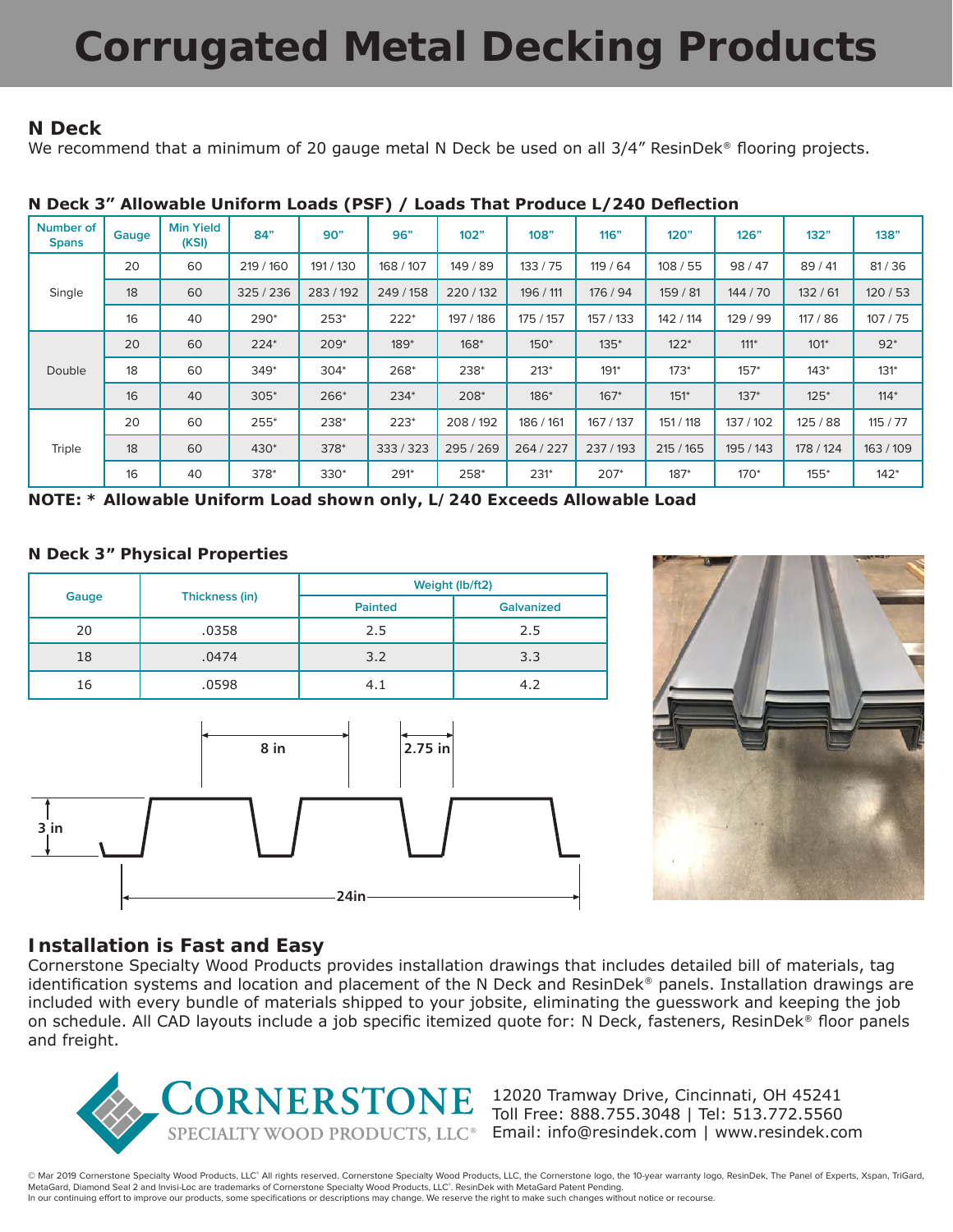# Corrugated Metal Decking Products

## N Deck

We recommend that a minimum of 20 gauge metal N Deck be used on all 3/4" ResinDek® flooring projects.

### N Deck 3" Allowable Uniform Loads (PSF) / Loads That Produce L/240 Deflection

| Number of Spans | Gauge | Min Yield (KSI) | 84" | 90" | 96" | 102" | 108" | 116" | 120" | 126" | 132" | 138" |
|---|---|---|---|---|---|---|---|---|---|---|---|---|
| Single | 20 | 60 | 219 / 160 | 191 / 130 | 168 / 107 | 149 / 89 | 133 / 75 | 119 / 64 | 108 / 55 | 98 / 47 | 89 / 41 | 81 / 36 |
| | 18 | 60 | 325 / 236 | 283 / 192 | 249 / 158 | 220 / 132 | 196 / 111 | 176 / 94 | 159 / 81 | 144 / 70 | 132 / 61 | 120 / 53 |
| | 16 | 40 | 290* | 253* | 222* | 197 / 186 | 175 / 157 | 157 / 133 | 142 / 114 | 129 / 99 | 117 / 86 | 107 / 75 |
| Double | 20 | 60 | 224* | 209* | 189* | 168* | 150* | 135* | 122* | 111* | 101* | 92* |
| | 18 | 60 | 349* | 304* | 268* | 238* | 213* | 191* | 173* | 157* | 143* | 131* |
| | 16 | 40 | 305* | 266* | 234* | 208* | 186* | 167* | 151* | 137* | 125* | 114* |
| Triple | 20 | 60 | 255* | 238* | 223* | 208 / 192 | 186 / 161 | 167 / 137 | 151 / 118 | 137 / 102 | 125 / 88 | 115 / 77 |
| | 18 | 60 | 430* | 378* | 333 / 323 | 295 / 269 | 264 / 227 | 237 / 193 | 215 / 165 | 195 / 143 | 178 / 124 | 163 / 109 |
| | 16 | 40 | 378* | 330* | 291* | 258* | 231* | 207* | 187* | 170* | 155* | 142* |

**NOTE: * Allowable Uniform Load shown only, L/240 Exceeds Allowable Load**

### N Deck 3" Physical Properties

| Gauge | Thickness (in) | Weight (lb/ft2) | |
|---|---|---|---|
| | | Painted | Galvanized |
| 20 | .0358 | 2.5 | 2.5 |
| 18 | .0474 | 3.2 | 3.3 |
| 16 | .0598 | 4.1 | 4.2 |

8 in

2.75 in

3 in

24in

## Installation is Fast and Easy

Cornerstone Specialty Wood Products provides installation drawings that includes detailed bill of materials, tag identification systems and location and placement of the N Deck and ResinDek® panels. Installation drawings are included with every bundle of materials shipped to your jobsite, eliminating the guesswork and keeping the job on schedule. All CAD layouts include a job specific itemized quote for: N Deck, fasteners, ResinDek® floor panels and freight.

CORNERSTONE
SPECIALTY WOOD PRODUCTS, LLC®

12020 Tramway Drive, Cincinnati, OH 45241
Toll Free: 888.755.3048 | Tel: 513.772.5560
Email: info@resindek.com | www.resindek.com

© Mar 2019 Cornerstone Specialty Wood Products, LLC® All rights reserved. Cornerstone Specialty Wood Products, LLC, the Cornerstone logo, the 10-year warranty logo, ResinDek, The Panel of Experts, Xspan, TriGard, MetaGard, Diamond Seal 2 and Invisi-Loc are trademarks of Cornerstone Specialty Wood Products, LLC®. ResinDek with MetaGard Patent Pending.
In our continuing effort to improve our products, some specifications or descriptions may change. We reserve the right to make such changes without notice or recourse.